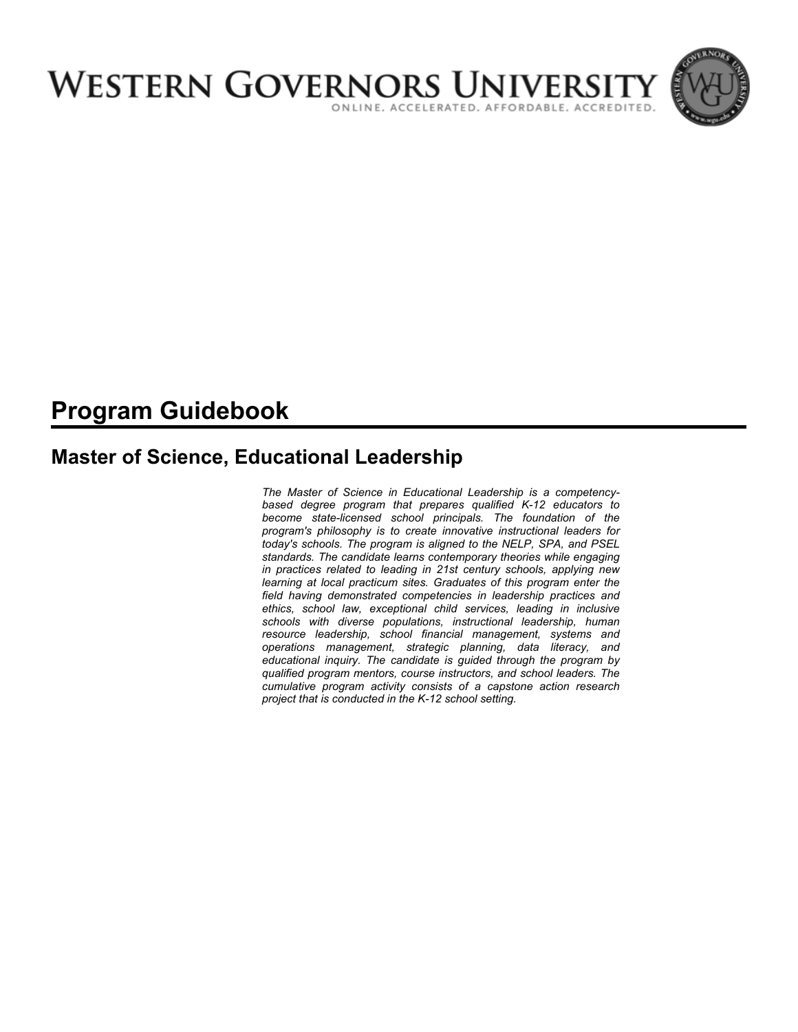# WESTERN GOVERNORS UNIVERSITY

ONLINE. ACCELERATED. AFFORDABLE. ACCREDITED.

# Program Guidebook

## Master of Science, Educational Leadership

*The Master of Science in Educational Leadership is a competency-based degree program that prepares qualified K-12 educators to become state-licensed school principals. The foundation of the program's philosophy is to create innovative instructional leaders for today's schools. The program is aligned to the NELP, SPA, and PSEL standards. The candidate learns contemporary theories while engaging in practices related to leading in 21st century schools, applying new learning at local practicum sites. Graduates of this program enter the field having demonstrated competencies in leadership practices and ethics, school law, exceptional child services, leading in inclusive schools with diverse populations, instructional leadership, human resource leadership, school financial management, systems and operations management, strategic planning, data literacy, and educational inquiry. The candidate is guided through the program by qualified program mentors, course instructors, and school leaders. The cumulative program activity consists of a capstone action research project that is conducted in the K-12 school setting.*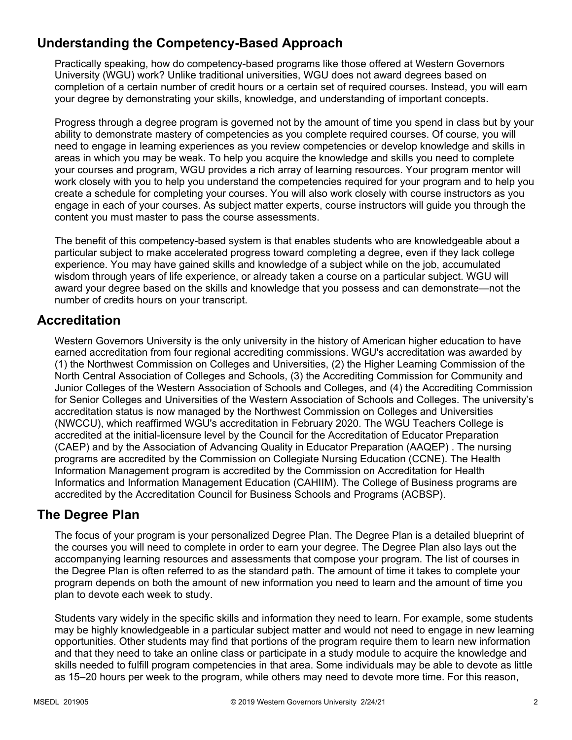## Understanding the Competency-Based Approach

Practically speaking, how do competency-based programs like those offered at Western Governors University (WGU) work? Unlike traditional universities, WGU does not award degrees based on completion of a certain number of credit hours or a certain set of required courses. Instead, you will earn your degree by demonstrating your skills, knowledge, and understanding of important concepts.

Progress through a degree program is governed not by the amount of time you spend in class but by your ability to demonstrate mastery of competencies as you complete required courses. Of course, you will need to engage in learning experiences as you review competencies or develop knowledge and skills in areas in which you may be weak. To help you acquire the knowledge and skills you need to complete your courses and program, WGU provides a rich array of learning resources. Your program mentor will work closely with you to help you understand the competencies required for your program and to help you create a schedule for completing your courses. You will also work closely with course instructors as you engage in each of your courses. As subject matter experts, course instructors will guide you through the content you must master to pass the course assessments.

The benefit of this competency-based system is that enables students who are knowledgeable about a particular subject to make accelerated progress toward completing a degree, even if they lack college experience. You may have gained skills and knowledge of a subject while on the job, accumulated wisdom through years of life experience, or already taken a course on a particular subject. WGU will award your degree based on the skills and knowledge that you possess and can demonstrate—not the number of credits hours on your transcript.

## Accreditation

Western Governors University is the only university in the history of American higher education to have earned accreditation from four regional accrediting commissions. WGU's accreditation was awarded by (1) the Northwest Commission on Colleges and Universities, (2) the Higher Learning Commission of the North Central Association of Colleges and Schools, (3) the Accrediting Commission for Community and Junior Colleges of the Western Association of Schools and Colleges, and (4) the Accrediting Commission for Senior Colleges and Universities of the Western Association of Schools and Colleges. The university's accreditation status is now managed by the Northwest Commission on Colleges and Universities (NWCCU), which reaffirmed WGU's accreditation in February 2020. The WGU Teachers College is accredited at the initial-licensure level by the Council for the Accreditation of Educator Preparation (CAEP) and by the Association of Advancing Quality in Educator Preparation (AAQEP) . The nursing programs are accredited by the Commission on Collegiate Nursing Education (CCNE). The Health Information Management program is accredited by the Commission on Accreditation for Health Informatics and Information Management Education (CAHIIM). The College of Business programs are accredited by the Accreditation Council for Business Schools and Programs (ACBSP).

## The Degree Plan

The focus of your program is your personalized Degree Plan. The Degree Plan is a detailed blueprint of the courses you will need to complete in order to earn your degree. The Degree Plan also lays out the accompanying learning resources and assessments that compose your program. The list of courses in the Degree Plan is often referred to as the standard path. The amount of time it takes to complete your program depends on both the amount of new information you need to learn and the amount of time you plan to devote each week to study.

Students vary widely in the specific skills and information they need to learn. For example, some students may be highly knowledgeable in a particular subject matter and would not need to engage in new learning opportunities. Other students may find that portions of the program require them to learn new information and that they need to take an online class or participate in a study module to acquire the knowledge and skills needed to fulfill program competencies in that area. Some individuals may be able to devote as little as 15–20 hours per week to the program, while others may need to devote more time. For this reason,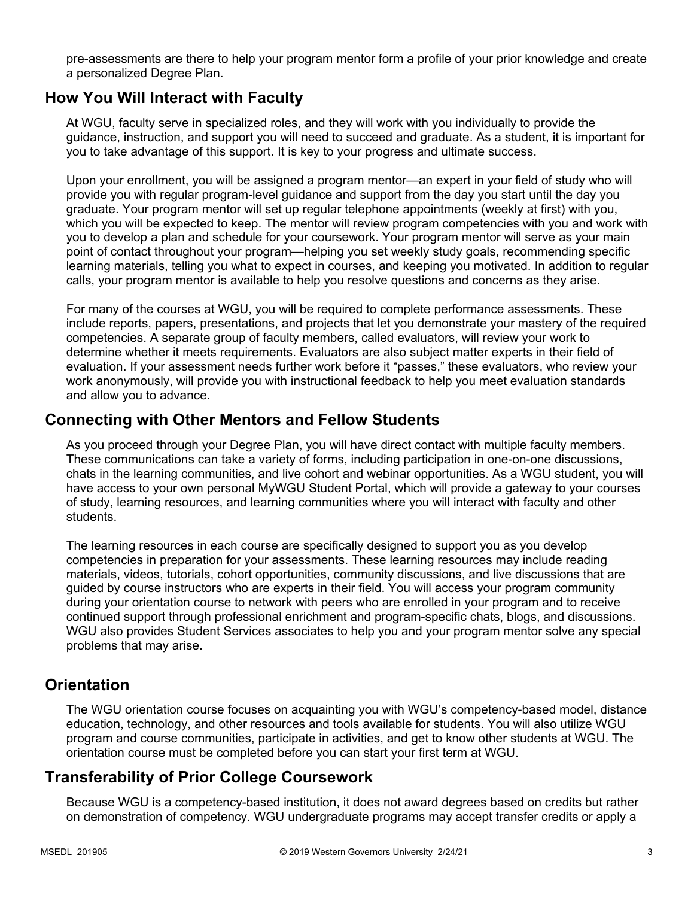pre-assessments are there to help your program mentor form a profile of your prior knowledge and create a personalized Degree Plan.

## How You Will Interact with Faculty

At WGU, faculty serve in specialized roles, and they will work with you individually to provide the guidance, instruction, and support you will need to succeed and graduate. As a student, it is important for you to take advantage of this support. It is key to your progress and ultimate success.

Upon your enrollment, you will be assigned a program mentor—an expert in your field of study who will provide you with regular program-level guidance and support from the day you start until the day you graduate. Your program mentor will set up regular telephone appointments (weekly at first) with you, which you will be expected to keep. The mentor will review program competencies with you and work with you to develop a plan and schedule for your coursework. Your program mentor will serve as your main point of contact throughout your program—helping you set weekly study goals, recommending specific learning materials, telling you what to expect in courses, and keeping you motivated. In addition to regular calls, your program mentor is available to help you resolve questions and concerns as they arise.

For many of the courses at WGU, you will be required to complete performance assessments. These include reports, papers, presentations, and projects that let you demonstrate your mastery of the required competencies. A separate group of faculty members, called evaluators, will review your work to determine whether it meets requirements. Evaluators are also subject matter experts in their field of evaluation. If your assessment needs further work before it "passes," these evaluators, who review your work anonymously, will provide you with instructional feedback to help you meet evaluation standards and allow you to advance.

## Connecting with Other Mentors and Fellow Students

As you proceed through your Degree Plan, you will have direct contact with multiple faculty members. These communications can take a variety of forms, including participation in one-on-one discussions, chats in the learning communities, and live cohort and webinar opportunities. As a WGU student, you will have access to your own personal MyWGU Student Portal, which will provide a gateway to your courses of study, learning resources, and learning communities where you will interact with faculty and other students.

The learning resources in each course are specifically designed to support you as you develop competencies in preparation for your assessments. These learning resources may include reading materials, videos, tutorials, cohort opportunities, community discussions, and live discussions that are guided by course instructors who are experts in their field. You will access your program community during your orientation course to network with peers who are enrolled in your program and to receive continued support through professional enrichment and program-specific chats, blogs, and discussions. WGU also provides Student Services associates to help you and your program mentor solve any special problems that may arise.

## Orientation

The WGU orientation course focuses on acquainting you with WGU's competency-based model, distance education, technology, and other resources and tools available for students. You will also utilize WGU program and course communities, participate in activities, and get to know other students at WGU. The orientation course must be completed before you can start your first term at WGU.

## Transferability of Prior College Coursework

Because WGU is a competency-based institution, it does not award degrees based on credits but rather on demonstration of competency. WGU undergraduate programs may accept transfer credits or apply a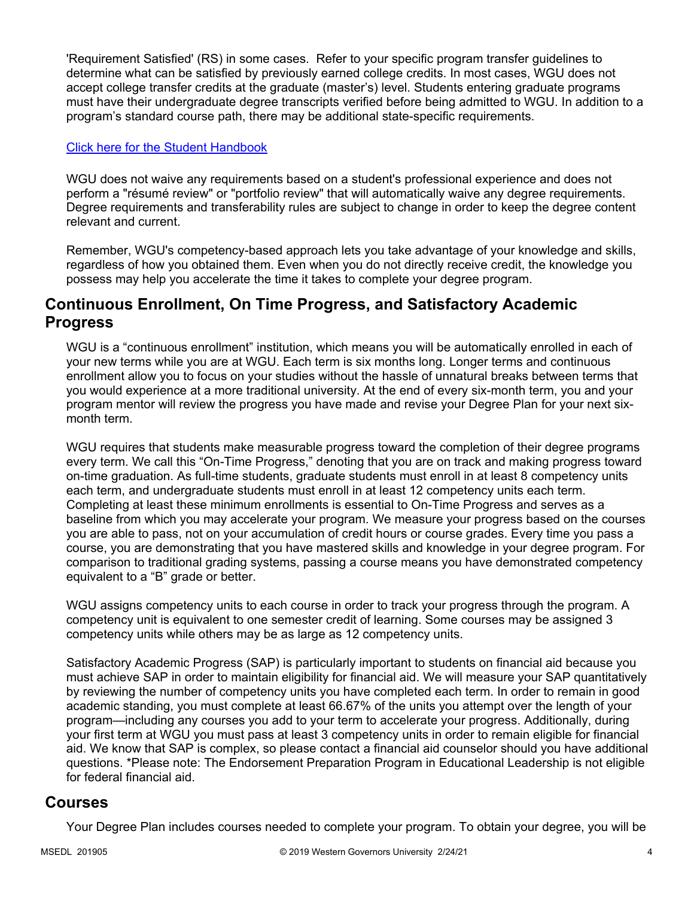'Requirement Satisfied' (RS) in some cases. Refer to your specific program transfer guidelines to determine what can be satisfied by previously earned college credits. In most cases, WGU does not accept college transfer credits at the graduate (master's) level. Students entering graduate programs must have their undergraduate degree transcripts verified before being admitted to WGU. In addition to a program's standard course path, there may be additional state-specific requirements.

Click here for the Student Handbook

WGU does not waive any requirements based on a student's professional experience and does not perform a "résumé review" or "portfolio review" that will automatically waive any degree requirements. Degree requirements and transferability rules are subject to change in order to keep the degree content relevant and current.

Remember, WGU's competency-based approach lets you take advantage of your knowledge and skills, regardless of how you obtained them. Even when you do not directly receive credit, the knowledge you possess may help you accelerate the time it takes to complete your degree program.

## Continuous Enrollment, On Time Progress, and Satisfactory Academic Progress

WGU is a "continuous enrollment" institution, which means you will be automatically enrolled in each of your new terms while you are at WGU. Each term is six months long. Longer terms and continuous enrollment allow you to focus on your studies without the hassle of unnatural breaks between terms that you would experience at a more traditional university. At the end of every six-month term, you and your program mentor will review the progress you have made and revise your Degree Plan for your next six-month term.

WGU requires that students make measurable progress toward the completion of their degree programs every term. We call this "On-Time Progress," denoting that you are on track and making progress toward on-time graduation. As full-time students, graduate students must enroll in at least 8 competency units each term, and undergraduate students must enroll in at least 12 competency units each term. Completing at least these minimum enrollments is essential to On-Time Progress and serves as a baseline from which you may accelerate your program. We measure your progress based on the courses you are able to pass, not on your accumulation of credit hours or course grades. Every time you pass a course, you are demonstrating that you have mastered skills and knowledge in your degree program. For comparison to traditional grading systems, passing a course means you have demonstrated competency equivalent to a "B" grade or better.

WGU assigns competency units to each course in order to track your progress through the program. A competency unit is equivalent to one semester credit of learning. Some courses may be assigned 3 competency units while others may be as large as 12 competency units.

Satisfactory Academic Progress (SAP) is particularly important to students on financial aid because you must achieve SAP in order to maintain eligibility for financial aid. We will measure your SAP quantitatively by reviewing the number of competency units you have completed each term. In order to remain in good academic standing, you must complete at least 66.67% of the units you attempt over the length of your program—including any courses you add to your term to accelerate your progress. Additionally, during your first term at WGU you must pass at least 3 competency units in order to remain eligible for financial aid. We know that SAP is complex, so please contact a financial aid counselor should you have additional questions. *Please note: The Endorsement Preparation Program in Educational Leadership is not eligible for federal financial aid.

## Courses

Your Degree Plan includes courses needed to complete your program. To obtain your degree, you will be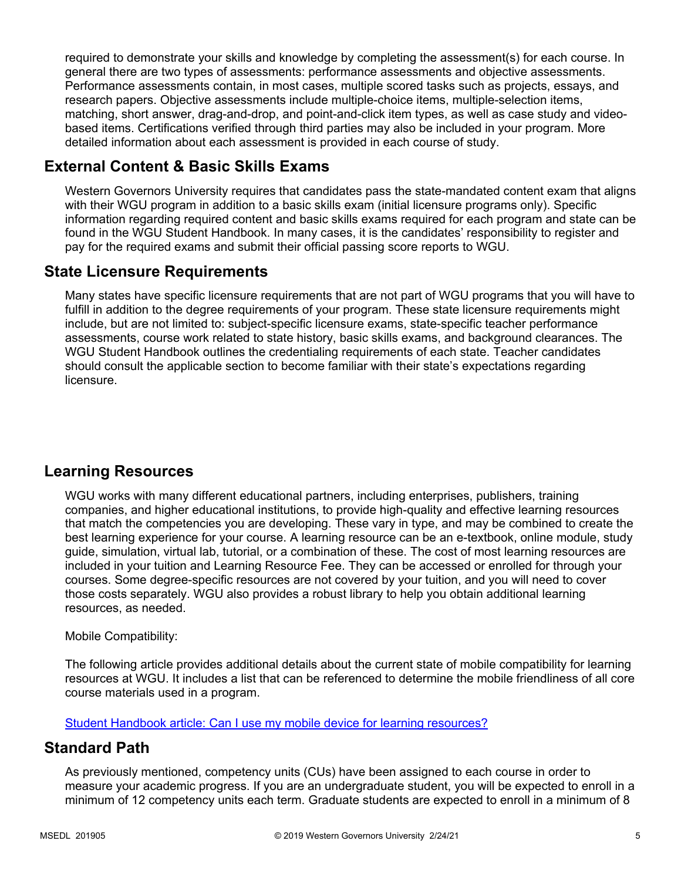required to demonstrate your skills and knowledge by completing the assessment(s) for each course. In general there are two types of assessments: performance assessments and objective assessments. Performance assessments contain, in most cases, multiple scored tasks such as projects, essays, and research papers. Objective assessments include multiple-choice items, multiple-selection items, matching, short answer, drag-and-drop, and point-and-click item types, as well as case study and video-based items. Certifications verified through third parties may also be included in your program. More detailed information about each assessment is provided in each course of study.

## External Content & Basic Skills Exams

Western Governors University requires that candidates pass the state-mandated content exam that aligns with their WGU program in addition to a basic skills exam (initial licensure programs only). Specific information regarding required content and basic skills exams required for each program and state can be found in the WGU Student Handbook. In many cases, it is the candidates' responsibility to register and pay for the required exams and submit their official passing score reports to WGU.

## State Licensure Requirements

Many states have specific licensure requirements that are not part of WGU programs that you will have to fulfill in addition to the degree requirements of your program. These state licensure requirements might include, but are not limited to: subject-specific licensure exams, state-specific teacher performance assessments, course work related to state history, basic skills exams, and background clearances. The WGU Student Handbook outlines the credentialing requirements of each state. Teacher candidates should consult the applicable section to become familiar with their state's expectations regarding licensure.

## Learning Resources

WGU works with many different educational partners, including enterprises, publishers, training companies, and higher educational institutions, to provide high-quality and effective learning resources that match the competencies you are developing. These vary in type, and may be combined to create the best learning experience for your course. A learning resource can be an e-textbook, online module, study guide, simulation, virtual lab, tutorial, or a combination of these. The cost of most learning resources are included in your tuition and Learning Resource Fee. They can be accessed or enrolled for through your courses. Some degree-specific resources are not covered by your tuition, and you will need to cover those costs separately. WGU also provides a robust library to help you obtain additional learning resources, as needed.

Mobile Compatibility:

The following article provides additional details about the current state of mobile compatibility for learning resources at WGU. It includes a list that can be referenced to determine the mobile friendliness of all core course materials used in a program.

Student Handbook article: Can I use my mobile device for learning resources?

## Standard Path

As previously mentioned, competency units (CUs) have been assigned to each course in order to measure your academic progress. If you are an undergraduate student, you will be expected to enroll in a minimum of 12 competency units each term. Graduate students are expected to enroll in a minimum of 8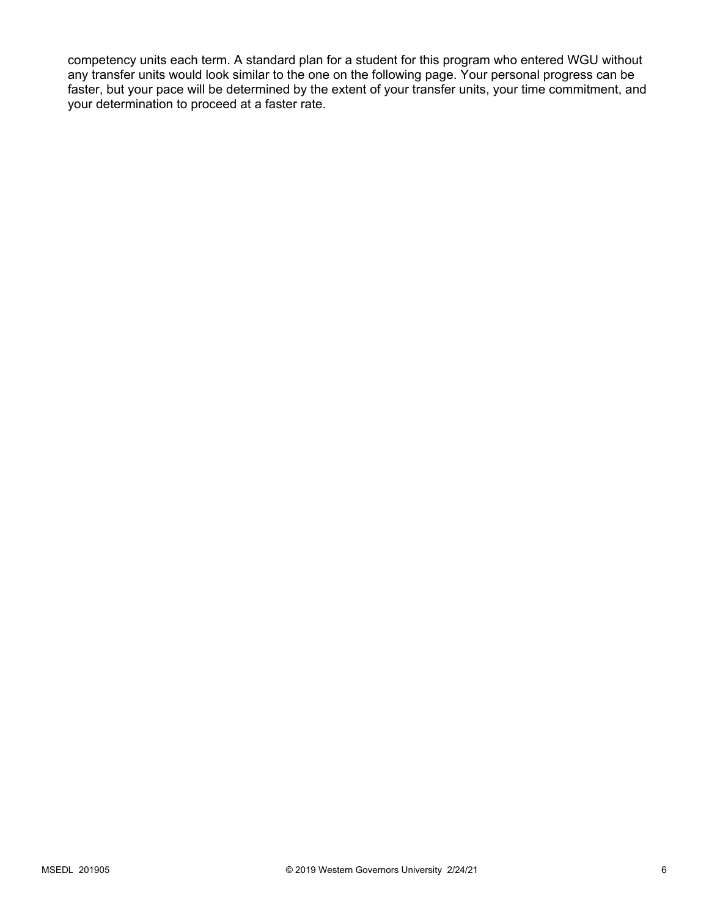competency units each term. A standard plan for a student for this program who entered WGU without any transfer units would look similar to the one on the following page. Your personal progress can be faster, but your pace will be determined by the extent of your transfer units, your time commitment, and your determination to proceed at a faster rate.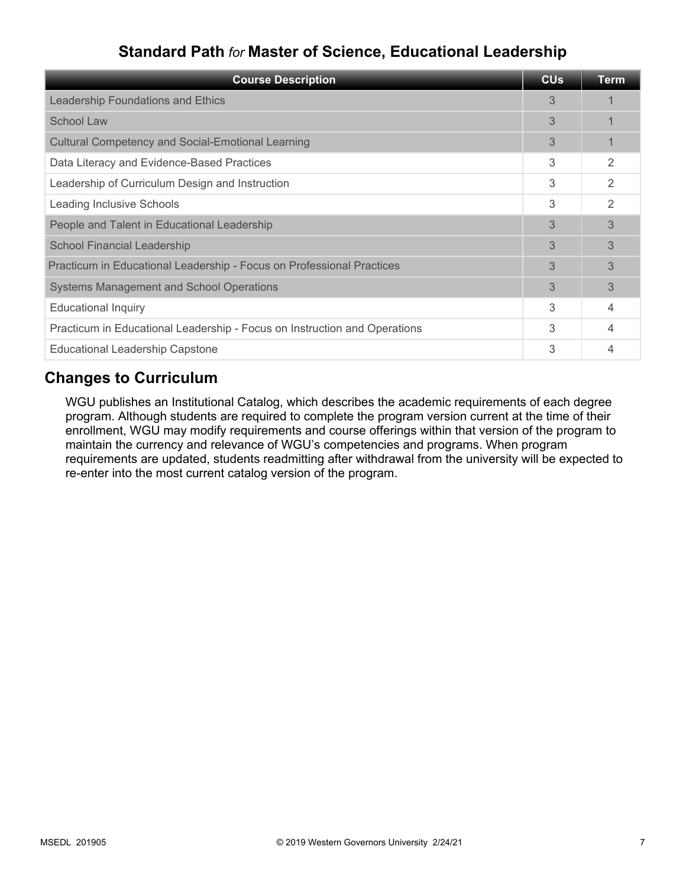## Standard Path *for* Master of Science, Educational Leadership

| Course Description | CUs | Term |
|---|---|---|
| Leadership Foundations and Ethics | 3 | 1 |
| School Law | 3 | 1 |
| Cultural Competency and Social-Emotional Learning | 3 | 1 |
| Data Literacy and Evidence-Based Practices | 3 | 2 |
| Leadership of Curriculum Design and Instruction | 3 | 2 |
| Leading Inclusive Schools | 3 | 2 |
| People and Talent in Educational Leadership | 3 | 3 |
| School Financial Leadership | 3 | 3 |
| Practicum in Educational Leadership - Focus on Professional Practices | 3 | 3 |
| Systems Management and School Operations | 3 | 3 |
| Educational Inquiry | 3 | 4 |
| Practicum in Educational Leadership - Focus on Instruction and Operations | 3 | 4 |
| Educational Leadership Capstone | 3 | 4 |

## Changes to Curriculum

WGU publishes an Institutional Catalog, which describes the academic requirements of each degree program. Although students are required to complete the program version current at the time of their enrollment, WGU may modify requirements and course offerings within that version of the program to maintain the currency and relevance of WGU's competencies and programs. When program requirements are updated, students readmitting after withdrawal from the university will be expected to re-enter into the most current catalog version of the program.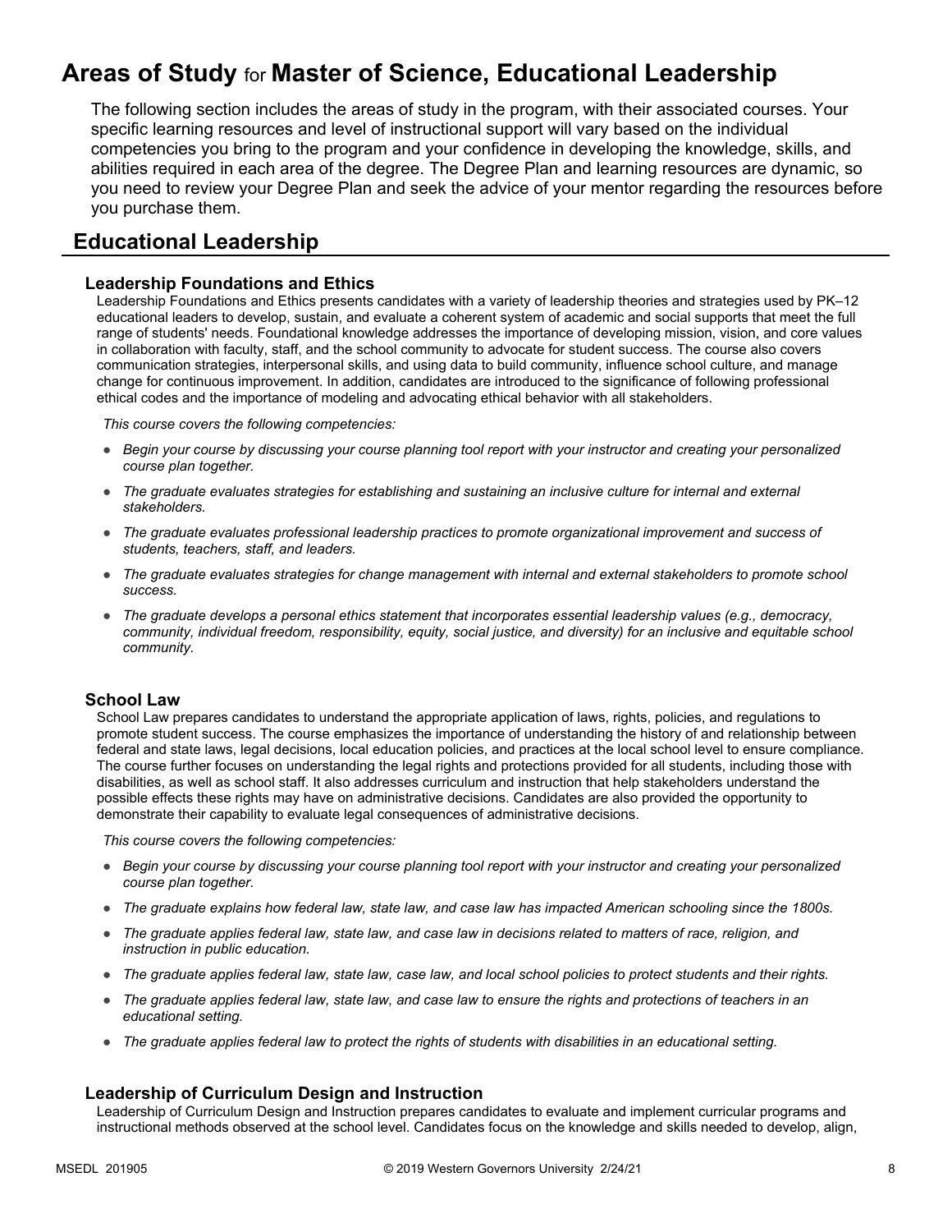# Areas of Study for Master of Science, Educational Leadership

The following section includes the areas of study in the program, with their associated courses. Your specific learning resources and level of instructional support will vary based on the individual competencies you bring to the program and your confidence in developing the knowledge, skills, and abilities required in each area of the degree. The Degree Plan and learning resources are dynamic, so you need to review your Degree Plan and seek the advice of your mentor regarding the resources before you purchase them.

## Educational Leadership

### Leadership Foundations and Ethics

Leadership Foundations and Ethics presents candidates with a variety of leadership theories and strategies used by PK–12 educational leaders to develop, sustain, and evaluate a coherent system of academic and social supports that meet the full range of students' needs. Foundational knowledge addresses the importance of developing mission, vision, and core values in collaboration with faculty, staff, and the school community to advocate for student success. The course also covers communication strategies, interpersonal skills, and using data to build community, influence school culture, and manage change for continuous improvement. In addition, candidates are introduced to the significance of following professional ethical codes and the importance of modeling and advocating ethical behavior with all stakeholders.

*This course covers the following competencies:*

- *Begin your course by discussing your course planning tool report with your instructor and creating your personalized course plan together.*
- *The graduate evaluates strategies for establishing and sustaining an inclusive culture for internal and external stakeholders.*
- *The graduate evaluates professional leadership practices to promote organizational improvement and success of students, teachers, staff, and leaders.*
- *The graduate evaluates strategies for change management with internal and external stakeholders to promote school success.*
- *The graduate develops a personal ethics statement that incorporates essential leadership values (e.g., democracy, community, individual freedom, responsibility, equity, social justice, and diversity) for an inclusive and equitable school community.*

### School Law

School Law prepares candidates to understand the appropriate application of laws, rights, policies, and regulations to promote student success. The course emphasizes the importance of understanding the history of and relationship between federal and state laws, legal decisions, local education policies, and practices at the local school level to ensure compliance. The course further focuses on understanding the legal rights and protections provided for all students, including those with disabilities, as well as school staff. It also addresses curriculum and instruction that help stakeholders understand the possible effects these rights may have on administrative decisions. Candidates are also provided the opportunity to demonstrate their capability to evaluate legal consequences of administrative decisions.

*This course covers the following competencies:*

- *Begin your course by discussing your course planning tool report with your instructor and creating your personalized course plan together.*
- *The graduate explains how federal law, state law, and case law has impacted American schooling since the 1800s.*
- *The graduate applies federal law, state law, and case law in decisions related to matters of race, religion, and instruction in public education.*
- *The graduate applies federal law, state law, case law, and local school policies to protect students and their rights.*
- *The graduate applies federal law, state law, and case law to ensure the rights and protections of teachers in an educational setting.*
- *The graduate applies federal law to protect the rights of students with disabilities in an educational setting.*

### Leadership of Curriculum Design and Instruction

Leadership of Curriculum Design and Instruction prepares candidates to evaluate and implement curricular programs and instructional methods observed at the school level. Candidates focus on the knowledge and skills needed to develop, align,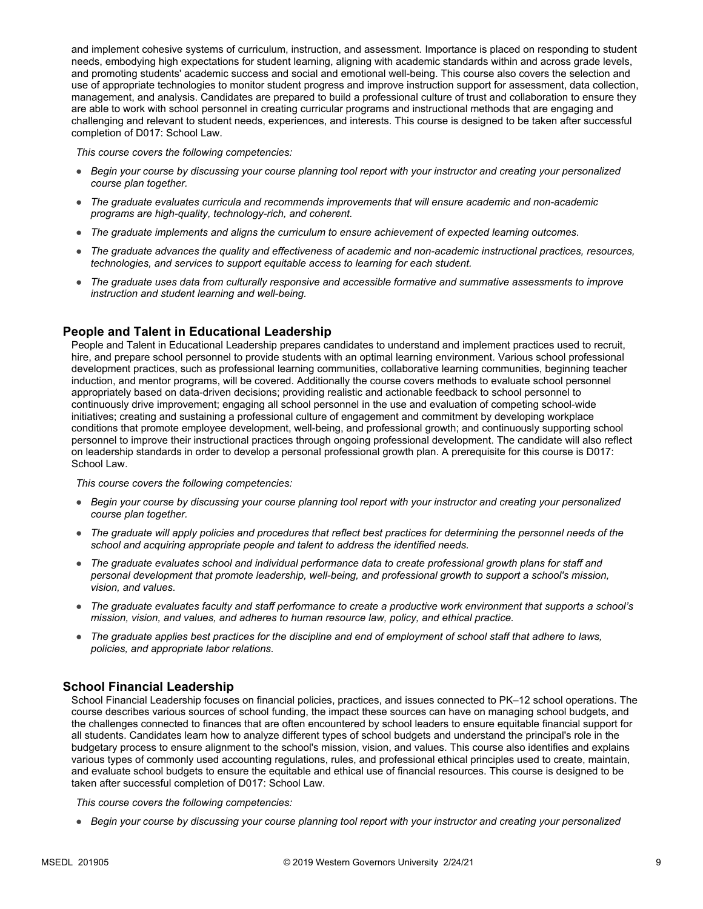and implement cohesive systems of curriculum, instruction, and assessment. Importance is placed on responding to student needs, embodying high expectations for student learning, aligning with academic standards within and across grade levels, and promoting students' academic success and social and emotional well-being. This course also covers the selection and use of appropriate technologies to monitor student progress and improve instruction support for assessment, data collection, management, and analysis. Candidates are prepared to build a professional culture of trust and collaboration to ensure they are able to work with school personnel in creating curricular programs and instructional methods that are engaging and challenging and relevant to student needs, experiences, and interests. This course is designed to be taken after successful completion of D017: School Law.

*This course covers the following competencies:*

- *Begin your course by discussing your course planning tool report with your instructor and creating your personalized course plan together.*
- *The graduate evaluates curricula and recommends improvements that will ensure academic and non-academic programs are high-quality, technology-rich, and coherent.*
- *The graduate implements and aligns the curriculum to ensure achievement of expected learning outcomes.*
- *The graduate advances the quality and effectiveness of academic and non-academic instructional practices, resources, technologies, and services to support equitable access to learning for each student.*
- *The graduate uses data from culturally responsive and accessible formative and summative assessments to improve instruction and student learning and well-being.*

## People and Talent in Educational Leadership

People and Talent in Educational Leadership prepares candidates to understand and implement practices used to recruit, hire, and prepare school personnel to provide students with an optimal learning environment. Various school professional development practices, such as professional learning communities, collaborative learning communities, beginning teacher induction, and mentor programs, will be covered. Additionally the course covers methods to evaluate school personnel appropriately based on data-driven decisions; providing realistic and actionable feedback to school personnel to continuously drive improvement; engaging all school personnel in the use and evaluation of competing school-wide initiatives; creating and sustaining a professional culture of engagement and commitment by developing workplace conditions that promote employee development, well-being, and professional growth; and continuously supporting school personnel to improve their instructional practices through ongoing professional development. The candidate will also reflect on leadership standards in order to develop a personal professional growth plan. A prerequisite for this course is D017: School Law.

*This course covers the following competencies:*

- *Begin your course by discussing your course planning tool report with your instructor and creating your personalized course plan together.*
- *The graduate will apply policies and procedures that reflect best practices for determining the personnel needs of the school and acquiring appropriate people and talent to address the identified needs.*
- *The graduate evaluates school and individual performance data to create professional growth plans for staff and personal development that promote leadership, well-being, and professional growth to support a school's mission, vision, and values.*
- *The graduate evaluates faculty and staff performance to create a productive work environment that supports a school's mission, vision, and values, and adheres to human resource law, policy, and ethical practice.*
- *The graduate applies best practices for the discipline and end of employment of school staff that adhere to laws, policies, and appropriate labor relations.*

## School Financial Leadership

School Financial Leadership focuses on financial policies, practices, and issues connected to PK–12 school operations. The course describes various sources of school funding, the impact these sources can have on managing school budgets, and the challenges connected to finances that are often encountered by school leaders to ensure equitable financial support for all students. Candidates learn how to analyze different types of school budgets and understand the principal's role in the budgetary process to ensure alignment to the school's mission, vision, and values. This course also identifies and explains various types of commonly used accounting regulations, rules, and professional ethical principles used to create, maintain, and evaluate school budgets to ensure the equitable and ethical use of financial resources. This course is designed to be taken after successful completion of D017: School Law.

*This course covers the following competencies:*

- *Begin your course by discussing your course planning tool report with your instructor and creating your personalized*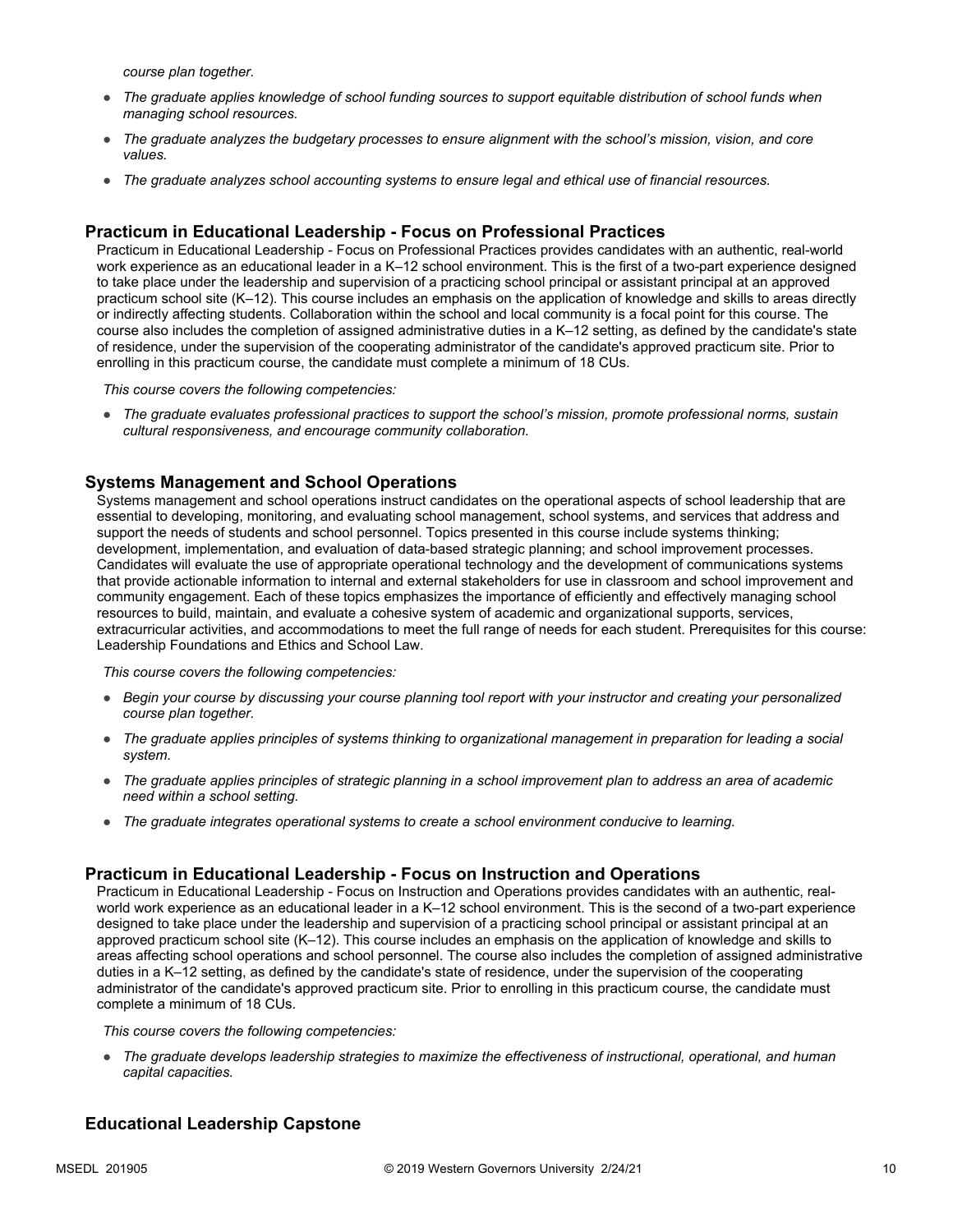*course plan together.*

- *The graduate applies knowledge of school funding sources to support equitable distribution of school funds when managing school resources.*
- *The graduate analyzes the budgetary processes to ensure alignment with the school's mission, vision, and core values.*
- *The graduate analyzes school accounting systems to ensure legal and ethical use of financial resources.*

### Practicum in Educational Leadership - Focus on Professional Practices

Practicum in Educational Leadership - Focus on Professional Practices provides candidates with an authentic, real-world work experience as an educational leader in a K–12 school environment. This is the first of a two-part experience designed to take place under the leadership and supervision of a practicing school principal or assistant principal at an approved practicum school site (K–12). This course includes an emphasis on the application of knowledge and skills to areas directly or indirectly affecting students. Collaboration within the school and local community is a focal point for this course. The course also includes the completion of assigned administrative duties in a K–12 setting, as defined by the candidate's state of residence, under the supervision of the cooperating administrator of the candidate's approved practicum site. Prior to enrolling in this practicum course, the candidate must complete a minimum of 18 CUs.

*This course covers the following competencies:*

- *The graduate evaluates professional practices to support the school's mission, promote professional norms, sustain cultural responsiveness, and encourage community collaboration.*

### Systems Management and School Operations

Systems management and school operations instruct candidates on the operational aspects of school leadership that are essential to developing, monitoring, and evaluating school management, school systems, and services that address and support the needs of students and school personnel. Topics presented in this course include systems thinking; development, implementation, and evaluation of data-based strategic planning; and school improvement processes. Candidates will evaluate the use of appropriate operational technology and the development of communications systems that provide actionable information to internal and external stakeholders for use in classroom and school improvement and community engagement. Each of these topics emphasizes the importance of efficiently and effectively managing school resources to build, maintain, and evaluate a cohesive system of academic and organizational supports, services, extracurricular activities, and accommodations to meet the full range of needs for each student. Prerequisites for this course: Leadership Foundations and Ethics and School Law.

*This course covers the following competencies:*

- *Begin your course by discussing your course planning tool report with your instructor and creating your personalized course plan together.*
- *The graduate applies principles of systems thinking to organizational management in preparation for leading a social system.*
- *The graduate applies principles of strategic planning in a school improvement plan to address an area of academic need within a school setting.*
- *The graduate integrates operational systems to create a school environment conducive to learning.*

### Practicum in Educational Leadership - Focus on Instruction and Operations

Practicum in Educational Leadership - Focus on Instruction and Operations provides candidates with an authentic, real-world work experience as an educational leader in a K–12 school environment. This is the second of a two-part experience designed to take place under the leadership and supervision of a practicing school principal or assistant principal at an approved practicum school site (K–12). This course includes an emphasis on the application of knowledge and skills to areas affecting school operations and school personnel. The course also includes the completion of assigned administrative duties in a K–12 setting, as defined by the candidate's state of residence, under the supervision of the cooperating administrator of the candidate's approved practicum site. Prior to enrolling in this practicum course, the candidate must complete a minimum of 18 CUs.

*This course covers the following competencies:*

- *The graduate develops leadership strategies to maximize the effectiveness of instructional, operational, and human capital capacities.*

### Educational Leadership Capstone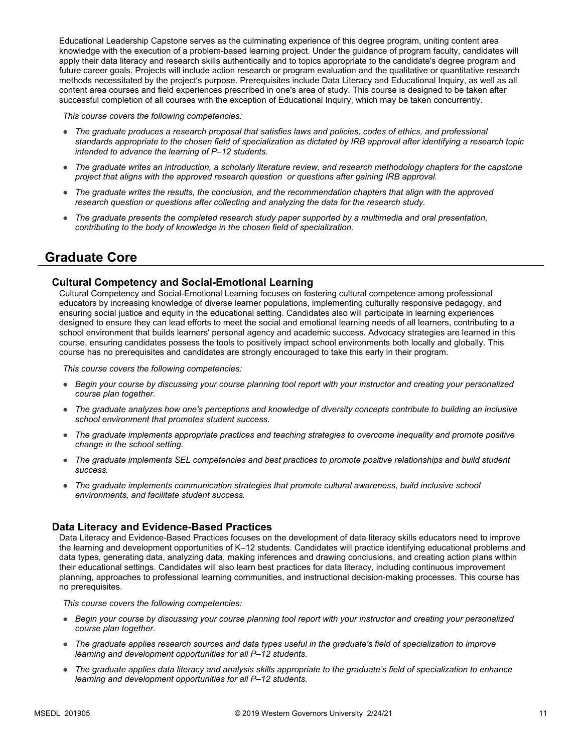Educational Leadership Capstone serves as the culminating experience of this degree program, uniting content area knowledge with the execution of a problem-based learning project. Under the guidance of program faculty, candidates will apply their data literacy and research skills authentically and to topics appropriate to the candidate's degree program and future career goals. Projects will include action research or program evaluation and the qualitative or quantitative research methods necessitated by the project's purpose. Prerequisites include Data Literacy and Educational Inquiry, as well as all content area courses and field experiences prescribed in one's area of study. This course is designed to be taken after successful completion of all courses with the exception of Educational Inquiry, which may be taken concurrently.

*This course covers the following competencies:*

- *The graduate produces a research proposal that satisfies laws and policies, codes of ethics, and professional standards appropriate to the chosen field of specialization as dictated by IRB approval after identifying a research topic intended to advance the learning of P–12 students.*
- *The graduate writes an introduction, a scholarly literature review, and research methodology chapters for the capstone project that aligns with the approved research question or questions after gaining IRB approval.*
- *The graduate writes the results, the conclusion, and the recommendation chapters that align with the approved research question or questions after collecting and analyzing the data for the research study.*
- *The graduate presents the completed research study paper supported by a multimedia and oral presentation, contributing to the body of knowledge in the chosen field of specialization.*

## Graduate Core

### Cultural Competency and Social-Emotional Learning

Cultural Competency and Social-Emotional Learning focuses on fostering cultural competence among professional educators by increasing knowledge of diverse learner populations, implementing culturally responsive pedagogy, and ensuring social justice and equity in the educational setting. Candidates also will participate in learning experiences designed to ensure they can lead efforts to meet the social and emotional learning needs of all learners, contributing to a school environment that builds learners' personal agency and academic success. Advocacy strategies are learned in this course, ensuring candidates possess the tools to positively impact school environments both locally and globally. This course has no prerequisites and candidates are strongly encouraged to take this early in their program.

*This course covers the following competencies:*

- *Begin your course by discussing your course planning tool report with your instructor and creating your personalized course plan together.*
- *The graduate analyzes how one's perceptions and knowledge of diversity concepts contribute to building an inclusive school environment that promotes student success.*
- *The graduate implements appropriate practices and teaching strategies to overcome inequality and promote positive change in the school setting.*
- *The graduate implements SEL competencies and best practices to promote positive relationships and build student success.*
- *The graduate implements communication strategies that promote cultural awareness, build inclusive school environments, and facilitate student success.*

### Data Literacy and Evidence-Based Practices

Data Literacy and Evidence-Based Practices focuses on the development of data literacy skills educators need to improve the learning and development opportunities of K–12 students. Candidates will practice identifying educational problems and data types, generating data, analyzing data, making inferences and drawing conclusions, and creating action plans within their educational settings. Candidates will also learn best practices for data literacy, including continuous improvement planning, approaches to professional learning communities, and instructional decision-making processes. This course has no prerequisites.

*This course covers the following competencies:*

- *Begin your course by discussing your course planning tool report with your instructor and creating your personalized course plan together.*
- *The graduate applies research sources and data types useful in the graduate's field of specialization to improve learning and development opportunities for all P–12 students.*
- *The graduate applies data literacy and analysis skills appropriate to the graduate's field of specialization to enhance learning and development opportunities for all P–12 students.*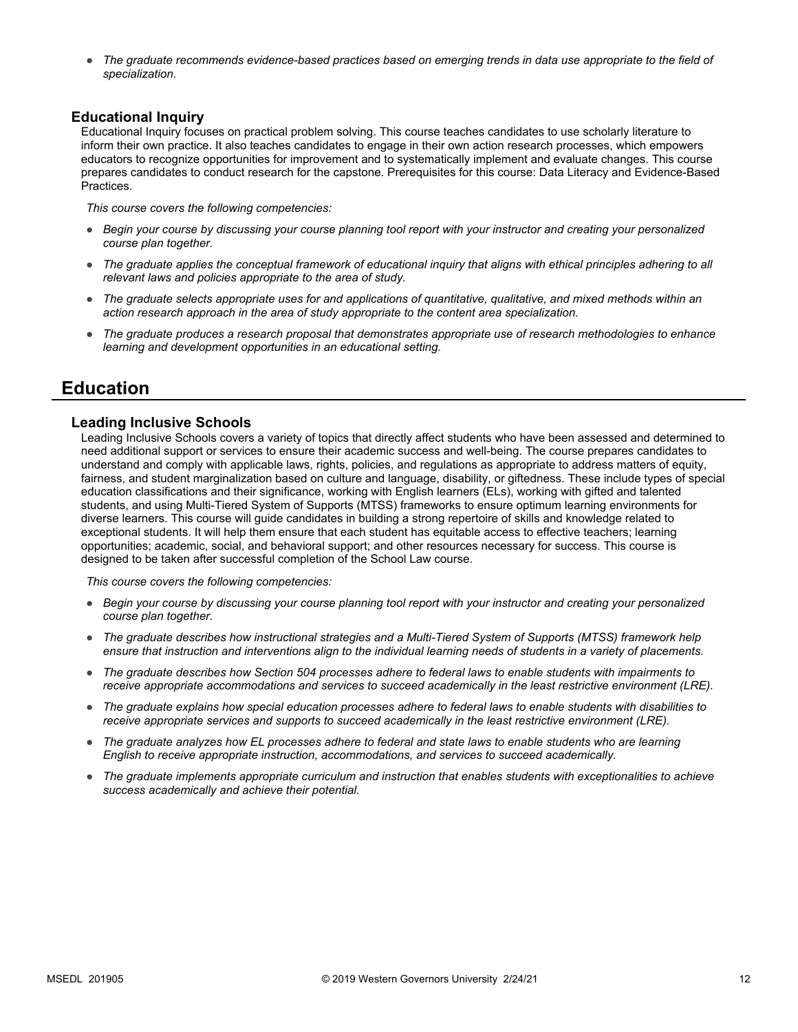- *The graduate recommends evidence-based practices based on emerging trends in data use appropriate to the field of specialization.*

### Educational Inquiry

Educational Inquiry focuses on practical problem solving. This course teaches candidates to use scholarly literature to inform their own practice. It also teaches candidates to engage in their own action research processes, which empowers educators to recognize opportunities for improvement and to systematically implement and evaluate changes. This course prepares candidates to conduct research for the capstone. Prerequisites for this course: Data Literacy and Evidence-Based Practices.

*This course covers the following competencies:*

- *Begin your course by discussing your course planning tool report with your instructor and creating your personalized course plan together.*
- *The graduate applies the conceptual framework of educational inquiry that aligns with ethical principles adhering to all relevant laws and policies appropriate to the area of study.*
- *The graduate selects appropriate uses for and applications of quantitative, qualitative, and mixed methods within an action research approach in the area of study appropriate to the content area specialization.*
- *The graduate produces a research proposal that demonstrates appropriate use of research methodologies to enhance learning and development opportunities in an educational setting.*

## Education

### Leading Inclusive Schools

Leading Inclusive Schools covers a variety of topics that directly affect students who have been assessed and determined to need additional support or services to ensure their academic success and well-being. The course prepares candidates to understand and comply with applicable laws, rights, policies, and regulations as appropriate to address matters of equity, fairness, and student marginalization based on culture and language, disability, or giftedness. These include types of special education classifications and their significance, working with English learners (ELs), working with gifted and talented students, and using Multi-Tiered System of Supports (MTSS) frameworks to ensure optimum learning environments for diverse learners. This course will guide candidates in building a strong repertoire of skills and knowledge related to exceptional students. It will help them ensure that each student has equitable access to effective teachers; learning opportunities; academic, social, and behavioral support; and other resources necessary for success. This course is designed to be taken after successful completion of the School Law course.

*This course covers the following competencies:*

- *Begin your course by discussing your course planning tool report with your instructor and creating your personalized course plan together.*
- *The graduate describes how instructional strategies and a Multi-Tiered System of Supports (MTSS) framework help ensure that instruction and interventions align to the individual learning needs of students in a variety of placements.*
- *The graduate describes how Section 504 processes adhere to federal laws to enable students with impairments to receive appropriate accommodations and services to succeed academically in the least restrictive environment (LRE).*
- *The graduate explains how special education processes adhere to federal laws to enable students with disabilities to receive appropriate services and supports to succeed academically in the least restrictive environment (LRE).*
- *The graduate analyzes how EL processes adhere to federal and state laws to enable students who are learning English to receive appropriate instruction, accommodations, and services to succeed academically.*
- *The graduate implements appropriate curriculum and instruction that enables students with exceptionalities to achieve success academically and achieve their potential.*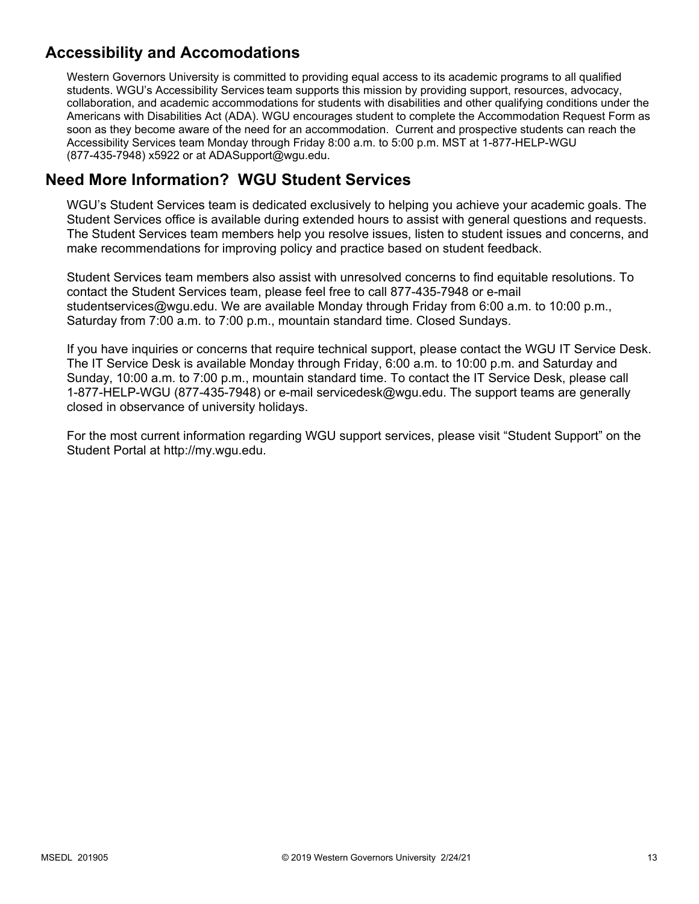## Accessibility and Accomodations

Western Governors University is committed to providing equal access to its academic programs to all qualified students. WGU's Accessibility Services team supports this mission by providing support, resources, advocacy, collaboration, and academic accommodations for students with disabilities and other qualifying conditions under the Americans with Disabilities Act (ADA). WGU encourages student to complete the Accommodation Request Form as soon as they become aware of the need for an accommodation. Current and prospective students can reach the Accessibility Services team Monday through Friday 8:00 a.m. to 5:00 p.m. MST at 1-877-HELP-WGU (877-435-7948) x5922 or at ADASupport@wgu.edu.

## Need More Information? WGU Student Services

WGU's Student Services team is dedicated exclusively to helping you achieve your academic goals. The Student Services office is available during extended hours to assist with general questions and requests. The Student Services team members help you resolve issues, listen to student issues and concerns, and make recommendations for improving policy and practice based on student feedback.

Student Services team members also assist with unresolved concerns to find equitable resolutions. To contact the Student Services team, please feel free to call 877-435-7948 or e-mail studentservices@wgu.edu. We are available Monday through Friday from 6:00 a.m. to 10:00 p.m., Saturday from 7:00 a.m. to 7:00 p.m., mountain standard time. Closed Sundays.

If you have inquiries or concerns that require technical support, please contact the WGU IT Service Desk. The IT Service Desk is available Monday through Friday, 6:00 a.m. to 10:00 p.m. and Saturday and Sunday, 10:00 a.m. to 7:00 p.m., mountain standard time. To contact the IT Service Desk, please call 1-877-HELP-WGU (877-435-7948) or e-mail servicedesk@wgu.edu. The support teams are generally closed in observance of university holidays.

For the most current information regarding WGU support services, please visit "Student Support" on the Student Portal at http://my.wgu.edu.